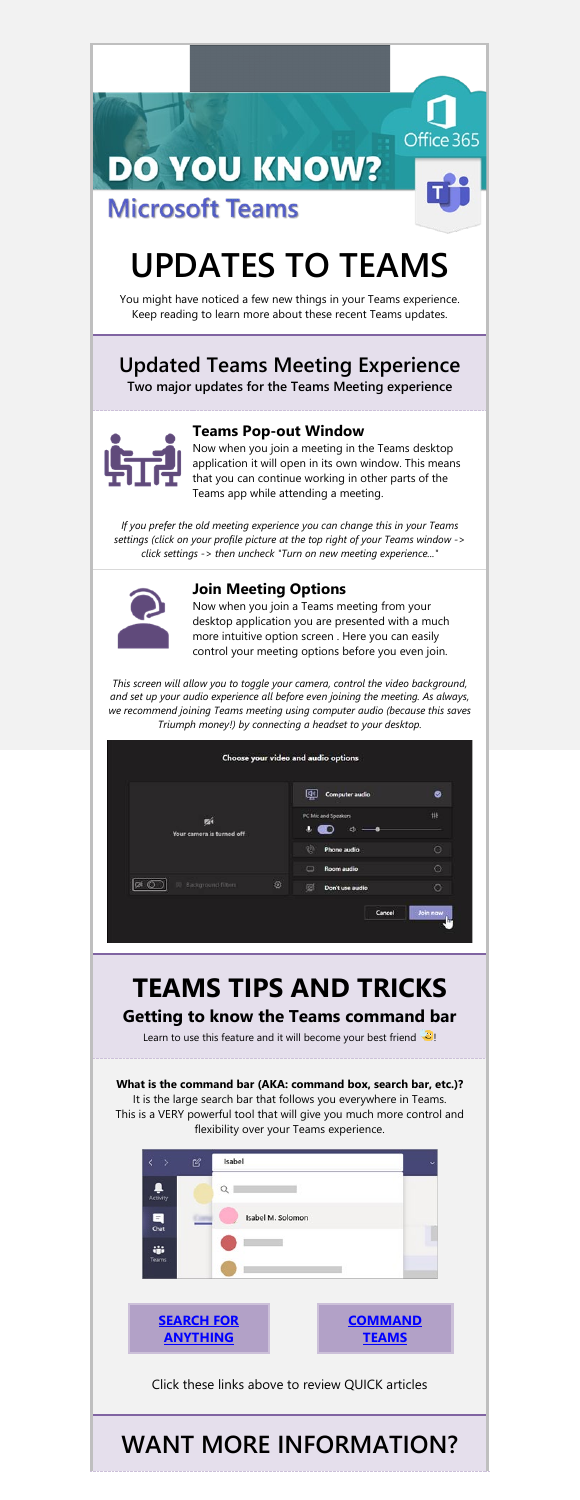# DO YOU KNOW?

## Microsoft Teams

# UPDATES TO TEAMS

You might have noticed a few new things in your Teams experience. Keep reading to learn more about these recent Teams updates.

## Updated Teams Meeting Experience

**Two major updates for the Teams Meeting experience**

### Teams Pop-out Window

Now when you join a meeting in the Teams desktop application it will open in its own window. This means that you can continue working in other parts of the Teams app while attending a meeting.

*If you prefer the old meeting experience you can change this in your Teams settings (click on your profile picture at the top right of your Teams window -> click settings -> then uncheck "Turn on new meeting experience..."*

### Join Meeting Options

Now when you join a Teams meeting from your desktop application you are presented with a much more intuitive option screen . Here you can easily control your meeting options before you even join.

*This screen will allow you to toggle your camera, control the video background, and set up your audio experience all before even joining the meeting. As always, we recommend joining Teams meeting using computer audio (because this saves Triumph money!) by connecting a headset to your desktop.*

# TEAMS TIPS AND TRICKS

## Getting to know the Teams command bar

Learn to use this feature and it will become your best friend 😀!

**What is the command bar (AKA: command box, search bar, etc.)?**
It is the large search bar that follows you everywhere in Teams. This is a VERY powerful tool that will give you much more control and flexibility over your Teams experience.

**SEARCH FOR ANYTHING**

**COMMAND TEAMS**

Click these links above to review QUICK articles

# WANT MORE INFORMATION?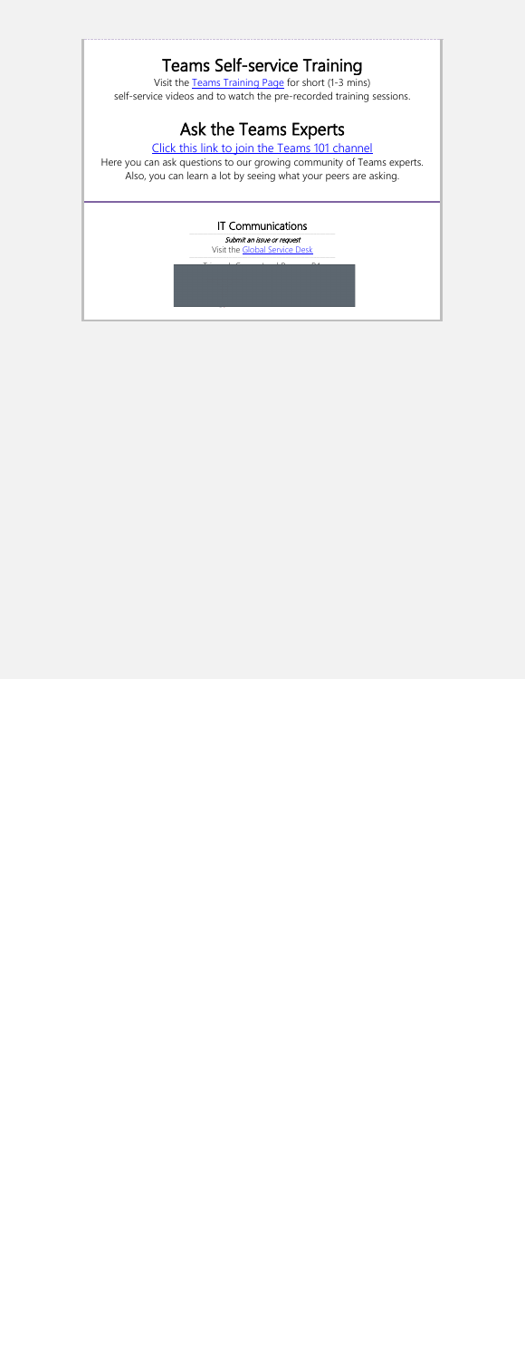# Teams Self-service Training

Visit the Teams Training Page for short (1-3 mins)
self-service videos and to watch the pre-recorded training sessions.

# Ask the Teams Experts

Click this link to join the Teams 101 channel

Here you can ask questions to our growing community of Teams experts.
Also, you can learn a lot by seeing what your peers are asking.

---

### IT Communications

*Submit an issue or request*

Visit the Global Service Desk